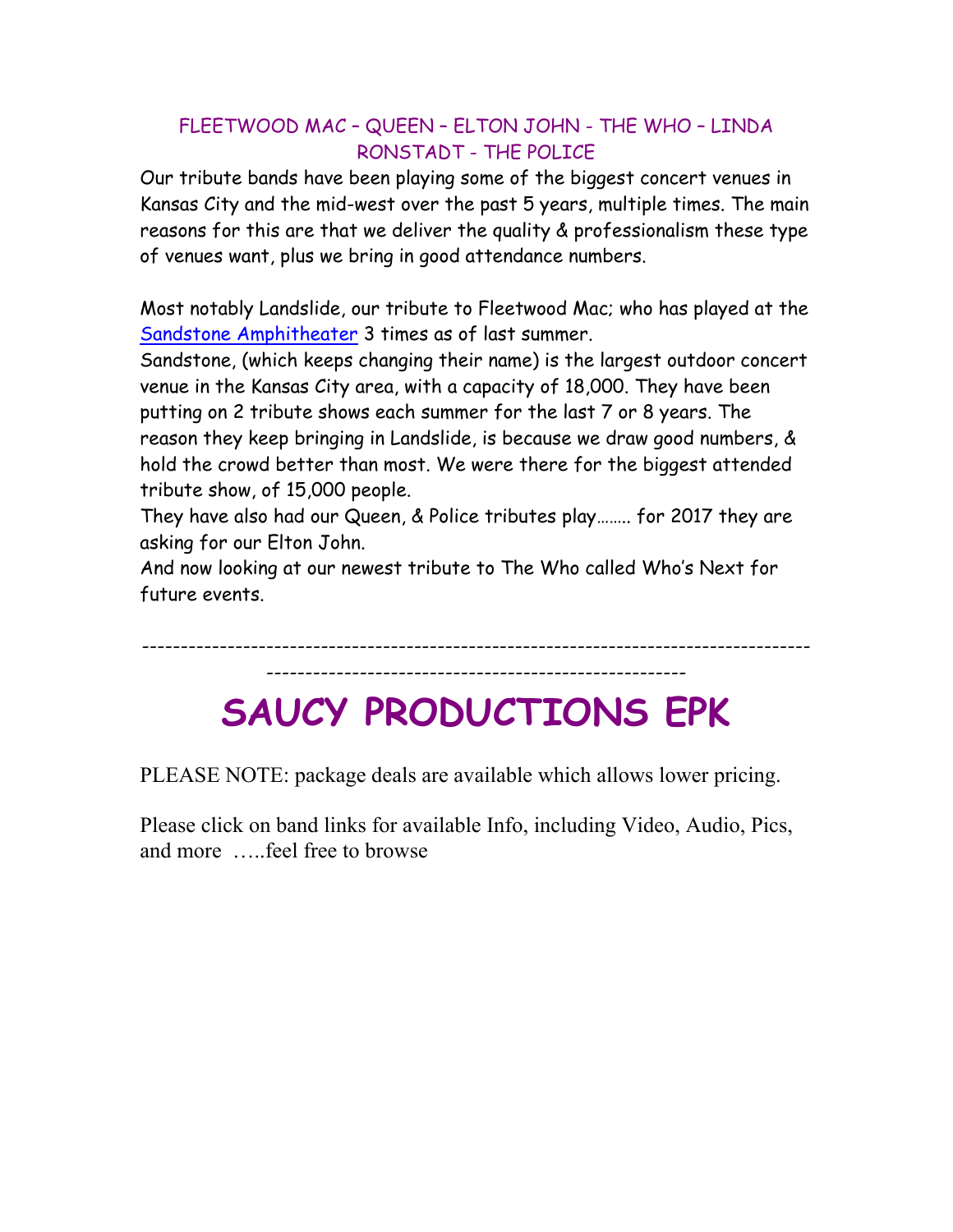FLEETWOOD MAC – QUEEN – ELTON JOHN - THE WHO – LINDA RONSTADT - THE POLICE

Our tribute bands have been playing some of the biggest concert venues in Kansas City and the mid-west over the past 5 years, multiple times. The main reasons for this are that we deliver the quality & professionalism these type of venues want, plus we bring in good attendance numbers.

Most notably Landslide, our tribute to Fleetwood Mac; who has played at the Sandstone Amphitheater 3 times as of last summer.
Sandstone, (which keeps changing their name) is the largest outdoor concert venue in the Kansas City area, with a capacity of 18,000. They have been putting on 2 tribute shows each summer for the last 7 or 8 years. The reason they keep bringing in Landslide, is because we draw good numbers, & hold the crowd better than most. We were there for the biggest attended tribute show, of 15,000 people.
They have also had our Queen, & Police tributes play…….. for 2017 they are asking for our Elton John.
And now looking at our newest tribute to The Who called Who's Next for future events.

---

# SAUCY PRODUCTIONS EPK

PLEASE NOTE: package deals are available which allows lower pricing.

Please click on band links for available Info, including Video, Audio, Pics, and more …..feel free to browse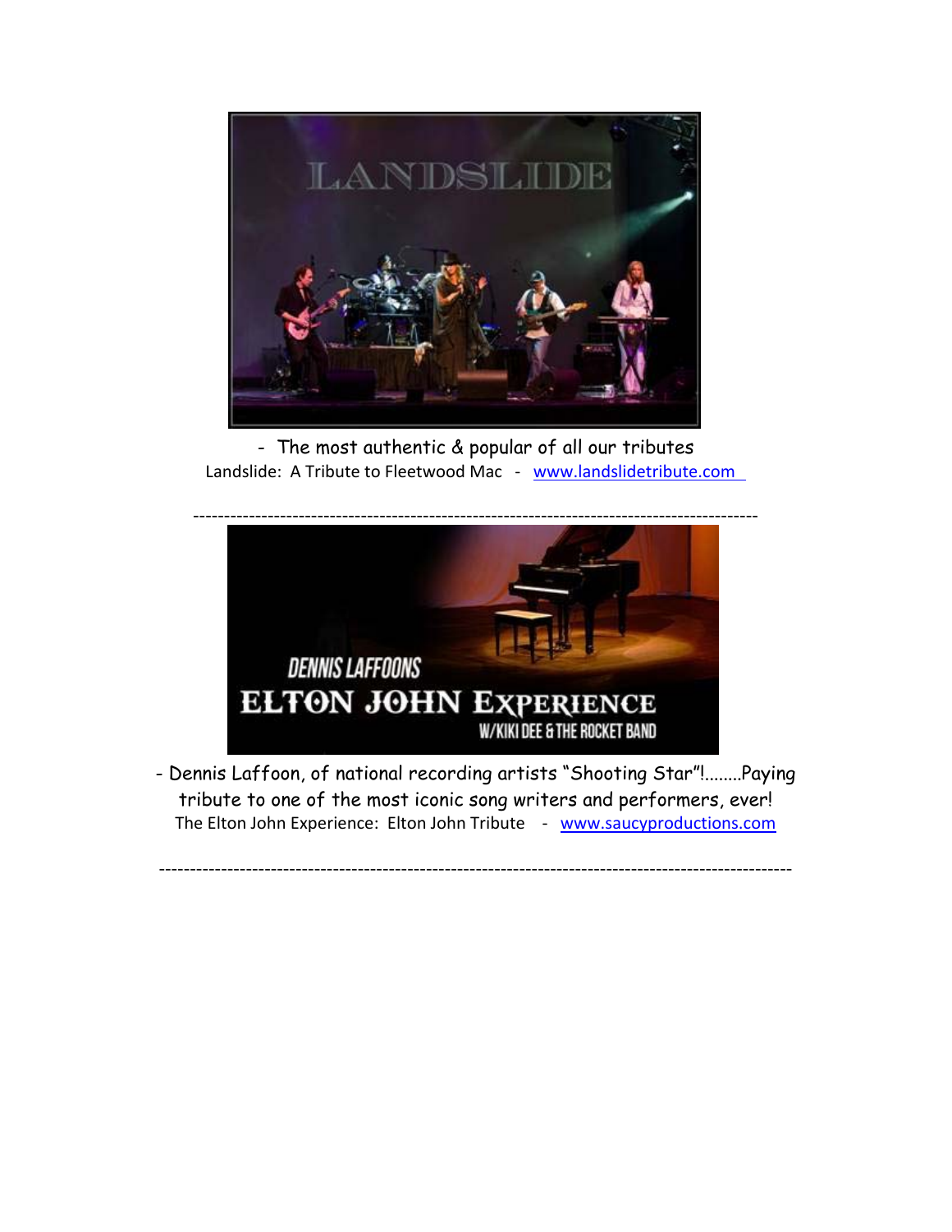\- The most authentic & popular of all our tributes

Landslide: A Tribute to Fleetwood Mac - [www.landslidetribute.com](http://www.landslidetribute.com)

---

\- Dennis Laffoon, of national recording artists "Shooting Star"!........Paying tribute to one of the most iconic song writers and performers, ever!

The Elton John Experience: Elton John Tribute - [www.saucyproductions.com](http://www.saucyproductions.com)

---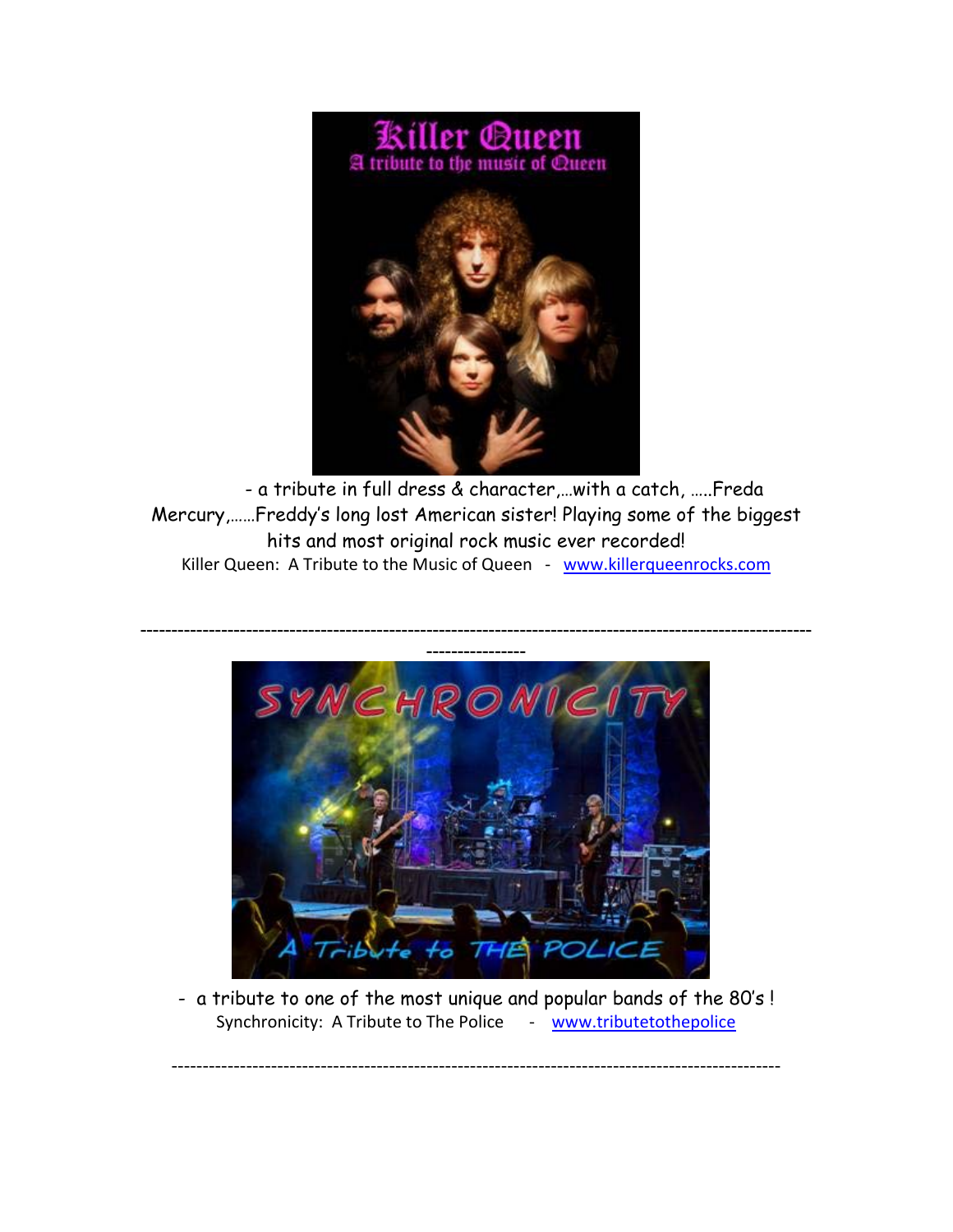- a tribute in full dress & character,…with a catch, …..Freda Mercury,……Freddy's long lost American sister! Playing some of the biggest hits and most original rock music ever recorded!

Killer Queen: A Tribute to the Music of Queen - www.killerqueenrocks.com

---

- a tribute to one of the most unique and popular bands of the 80's !

Synchronicity: A Tribute to The Police - www.tributetothepolice

---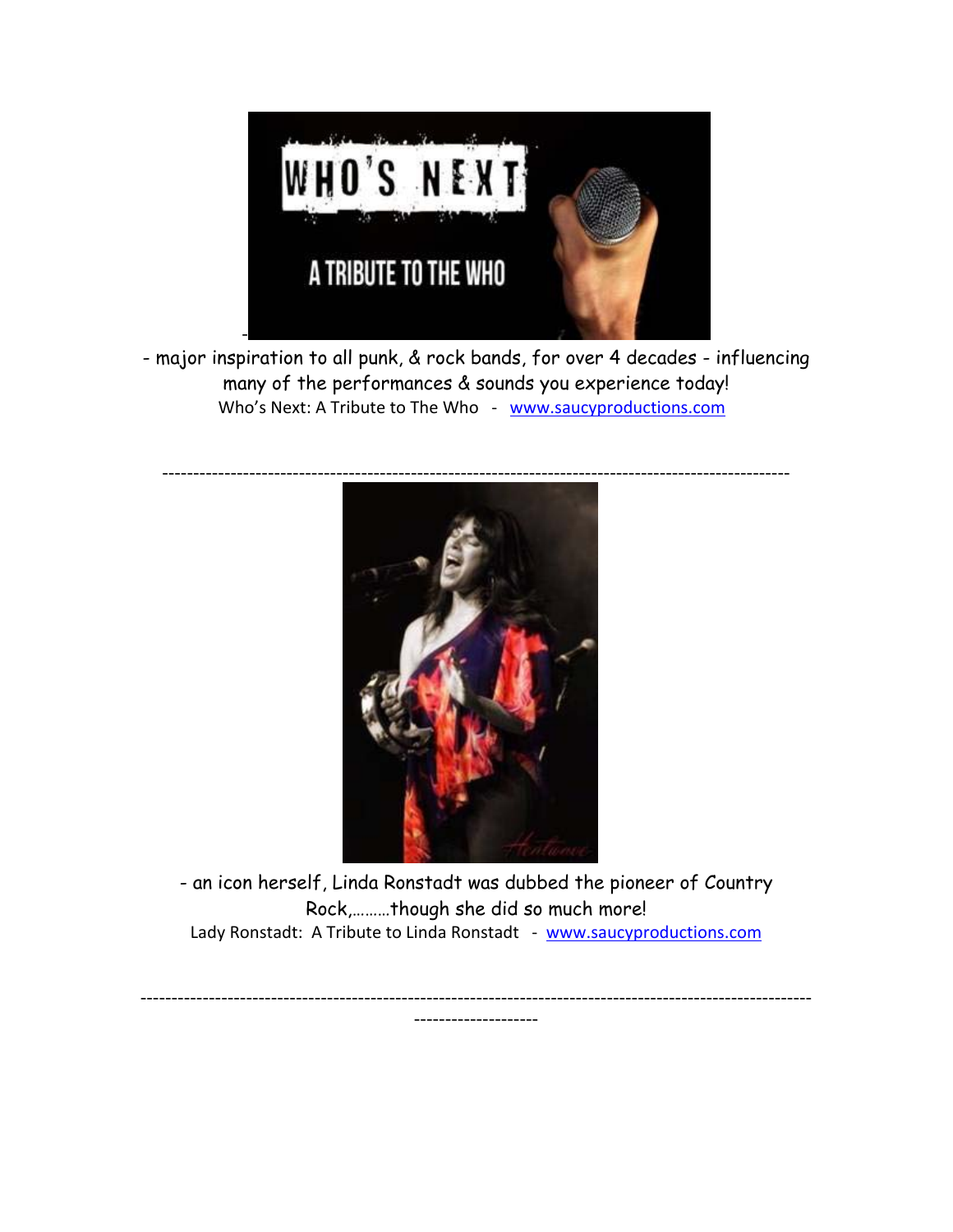- major inspiration to all punk, & rock bands, for over 4 decades - influencing many of the performances & sounds you experience today!

Who's Next: A Tribute to The Who - www.saucyproductions.com

---

- an icon herself, Linda Ronstadt was dubbed the pioneer of Country Rock,………though she did so much more!

Lady Ronstadt: A Tribute to Linda Ronstadt - www.saucyproductions.com

---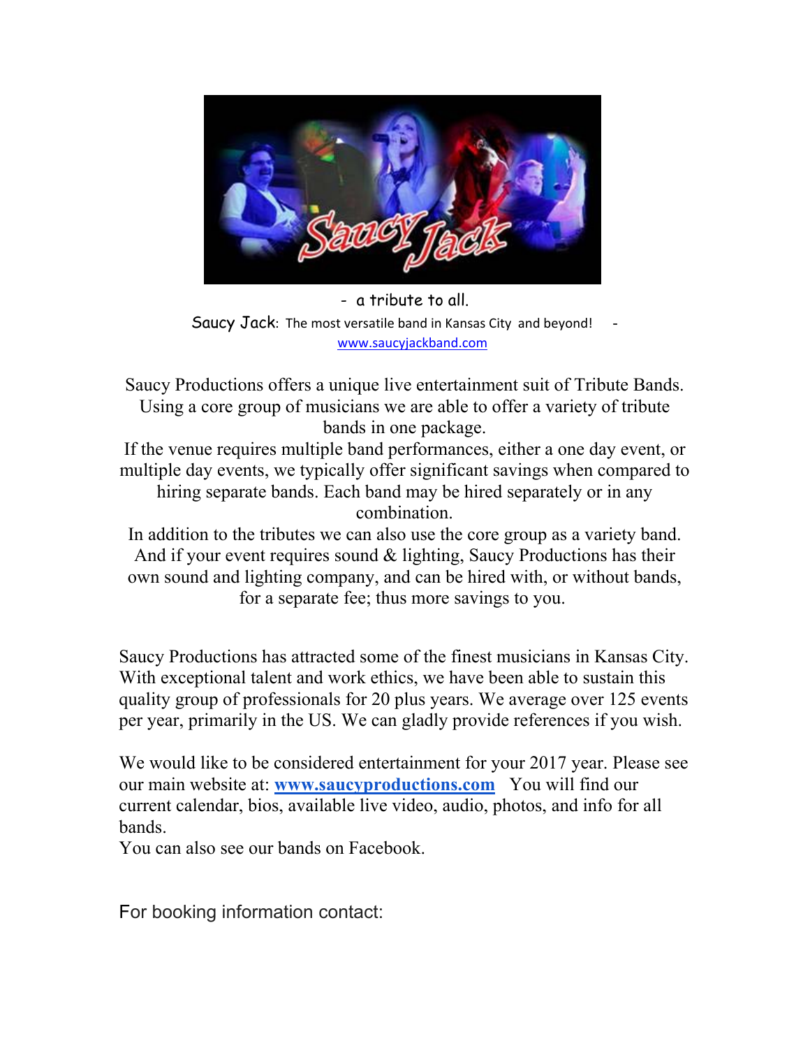- a tribute to all.

Saucy Jack: The most versatile band in Kansas City and beyond! -

www.saucyjackband.com

Saucy Productions offers a unique live entertainment suit of Tribute Bands. Using a core group of musicians we are able to offer a variety of tribute bands in one package.

If the venue requires multiple band performances, either a one day event, or multiple day events, we typically offer significant savings when compared to hiring separate bands. Each band may be hired separately or in any combination.

In addition to the tributes we can also use the core group as a variety band. And if your event requires sound & lighting, Saucy Productions has their own sound and lighting company, and can be hired with, or without bands, for a separate fee; thus more savings to you.

Saucy Productions has attracted some of the finest musicians in Kansas City. With exceptional talent and work ethics, we have been able to sustain this quality group of professionals for 20 plus years. We average over 125 events per year, primarily in the US. We can gladly provide references if you wish.

We would like to be considered entertainment for your 2017 year. Please see our main website at: **www.saucyproductions.com** You will find our current calendar, bios, available live video, audio, photos, and info for all bands.

You can also see our bands on Facebook.

For booking information contact: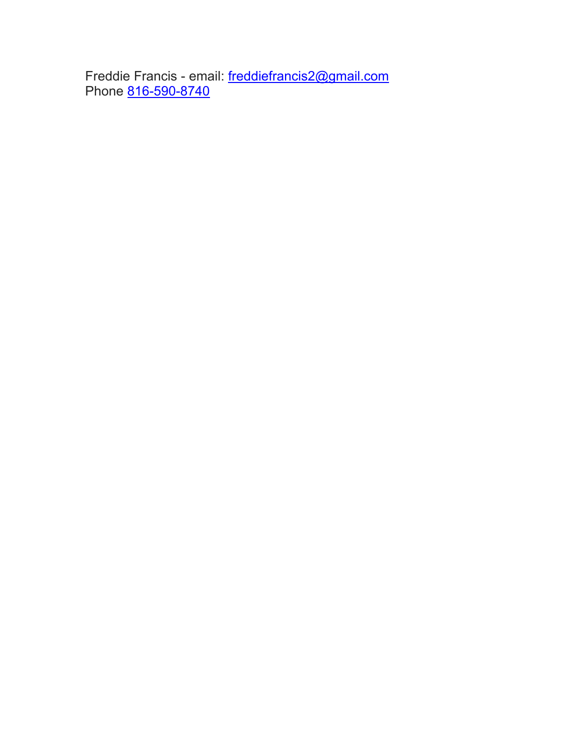Freddie Francis - email: freddiefrancis2@gmail.com
Phone 816-590-8740